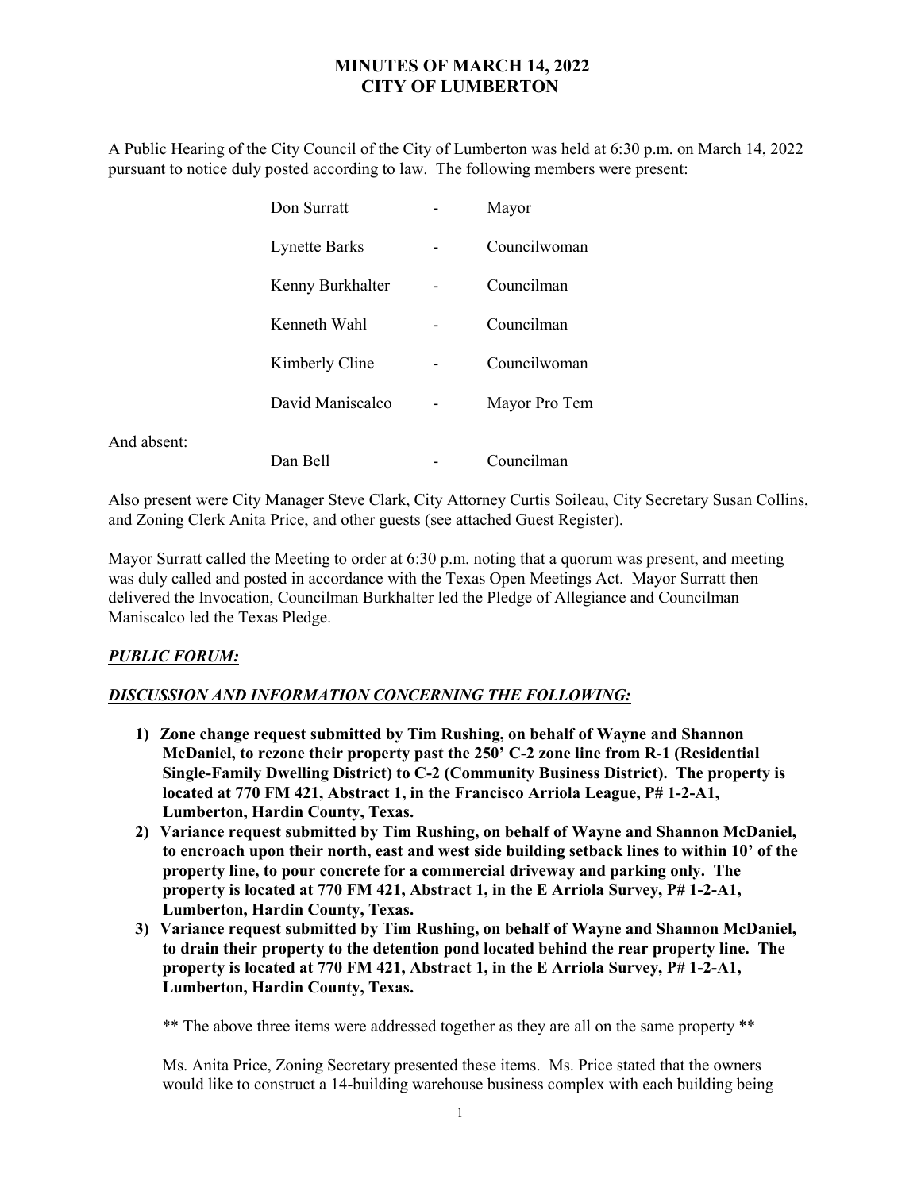# MINUTES OF MARCH 14, 2022
# CITY OF LUMBERTON

A Public Hearing of the City Council of the City of Lumberton was held at 6:30 p.m. on March 14, 2022 pursuant to notice duly posted according to law. The following members were present:

| | | |
|---|---|---|
| Don Surratt | - | Mayor |
| Lynette Barks | - | Councilwoman |
| Kenny Burkhalter | - | Councilman |
| Kenneth Wahl | - | Councilman |
| Kimberly Cline | - | Councilwoman |
| David Maniscalco | - | Mayor Pro Tem |

And absent:

| | | |
|---|---|---|
| Dan Bell | - | Councilman |

Also present were City Manager Steve Clark, City Attorney Curtis Soileau, City Secretary Susan Collins, and Zoning Clerk Anita Price, and other guests (see attached Guest Register).

Mayor Surratt called the Meeting to order at 6:30 p.m. noting that a quorum was present, and meeting was duly called and posted in accordance with the Texas Open Meetings Act. Mayor Surratt then delivered the Invocation, Councilman Burkhalter led the Pledge of Allegiance and Councilman Maniscalco led the Texas Pledge.

***PUBLIC FORUM:***

***DISCUSSION AND INFORMATION CONCERNING THE FOLLOWING:***

1) **Zone change request submitted by Tim Rushing, on behalf of Wayne and Shannon McDaniel, to rezone their property past the 250' C-2 zone line from R-1 (Residential Single-Family Dwelling District) to C-2 (Community Business District). The property is located at 770 FM 421, Abstract 1, in the Francisco Arriola League, P# 1-2-A1, Lumberton, Hardin County, Texas.**
2) **Variance request submitted by Tim Rushing, on behalf of Wayne and Shannon McDaniel, to encroach upon their north, east and west side building setback lines to within 10' of the property line, to pour concrete for a commercial driveway and parking only. The property is located at 770 FM 421, Abstract 1, in the E Arriola Survey, P# 1-2-A1, Lumberton, Hardin County, Texas.**
3) **Variance request submitted by Tim Rushing, on behalf of Wayne and Shannon McDaniel, to drain their property to the detention pond located behind the rear property line. The property is located at 770 FM 421, Abstract 1, in the E Arriola Survey, P# 1-2-A1, Lumberton, Hardin County, Texas.**

** The above three items were addressed together as they are all on the same property **

Ms. Anita Price, Zoning Secretary presented these items. Ms. Price stated that the owners would like to construct a 14-building warehouse business complex with each building being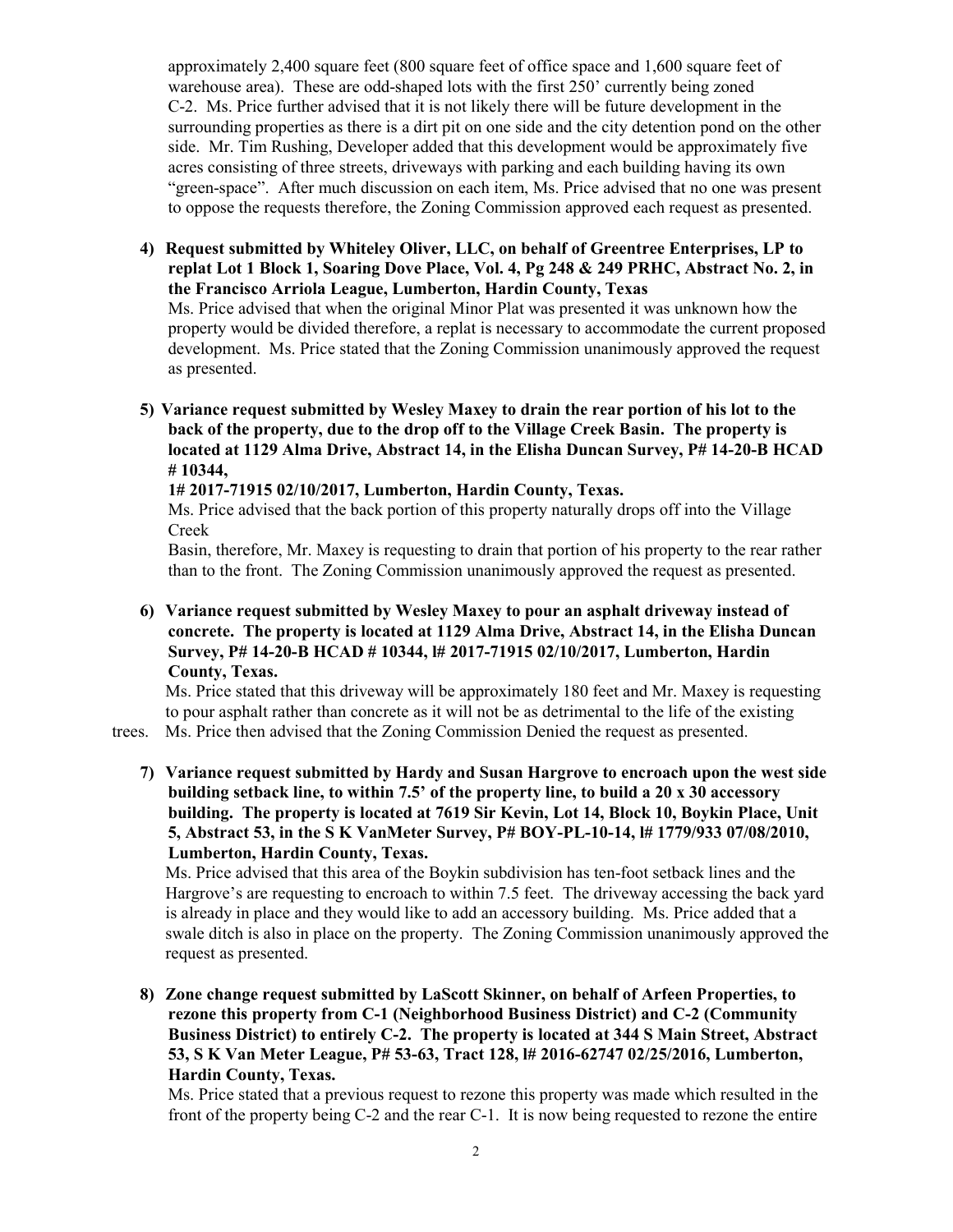approximately 2,400 square feet (800 square feet of office space and 1,600 square feet of warehouse area). These are odd-shaped lots with the first 250' currently being zoned C-2. Ms. Price further advised that it is not likely there will be future development in the surrounding properties as there is a dirt pit on one side and the city detention pond on the other side. Mr. Tim Rushing, Developer added that this development would be approximately five acres consisting of three streets, driveways with parking and each building having its own "green-space". After much discussion on each item, Ms. Price advised that no one was present to oppose the requests therefore, the Zoning Commission approved each request as presented.

4) **Request submitted by Whiteley Oliver, LLC, on behalf of Greentree Enterprises, LP to replat Lot 1 Block 1, Soaring Dove Place, Vol. 4, Pg 248 & 249 PRHC, Abstract No. 2, in the Francisco Arriola League, Lumberton, Hardin County, Texas**

   Ms. Price advised that when the original Minor Plat was presented it was unknown how the property would be divided therefore, a replat is necessary to accommodate the current proposed development. Ms. Price stated that the Zoning Commission unanimously approved the request as presented.

5) **Variance request submitted by Wesley Maxey to drain the rear portion of his lot to the back of the property, due to the drop off to the Village Creek Basin. The property is located at 1129 Alma Drive, Abstract 14, in the Elisha Duncan Survey, P# 14-20-B HCAD # 10344,**

   **1# 2017-71915 02/10/2017, Lumberton, Hardin County, Texas.**

   Ms. Price advised that the back portion of this property naturally drops off into the Village Creek

   Basin, therefore, Mr. Maxey is requesting to drain that portion of his property to the rear rather than to the front. The Zoning Commission unanimously approved the request as presented.

6) **Variance request submitted by Wesley Maxey to pour an asphalt driveway instead of concrete. The property is located at 1129 Alma Drive, Abstract 14, in the Elisha Duncan Survey, P# 14-20-B HCAD # 10344, l# 2017-71915 02/10/2017, Lumberton, Hardin County, Texas.**

   Ms. Price stated that this driveway will be approximately 180 feet and Mr. Maxey is requesting to pour asphalt rather than concrete as it will not be as detrimental to the life of the existing trees. Ms. Price then advised that the Zoning Commission Denied the request as presented.

7) **Variance request submitted by Hardy and Susan Hargrove to encroach upon the west side building setback line, to within 7.5' of the property line, to build a 20 x 30 accessory building. The property is located at 7619 Sir Kevin, Lot 14, Block 10, Boykin Place, Unit 5, Abstract 53, in the S K VanMeter Survey, P# BOY-PL-10-14, l# 1779/933 07/08/2010, Lumberton, Hardin County, Texas.**

   Ms. Price advised that this area of the Boykin subdivision has ten-foot setback lines and the Hargrove's are requesting to encroach to within 7.5 feet. The driveway accessing the back yard is already in place and they would like to add an accessory building. Ms. Price added that a swale ditch is also in place on the property. The Zoning Commission unanimously approved the request as presented.

8) **Zone change request submitted by LaScott Skinner, on behalf of Arfeen Properties, to rezone this property from C-1 (Neighborhood Business District) and C-2 (Community Business District) to entirely C-2. The property is located at 344 S Main Street, Abstract 53, S K Van Meter League, P# 53-63, Tract 128, l# 2016-62747 02/25/2016, Lumberton, Hardin County, Texas.**

   Ms. Price stated that a previous request to rezone this property was made which resulted in the front of the property being C-2 and the rear C-1. It is now being requested to rezone the entire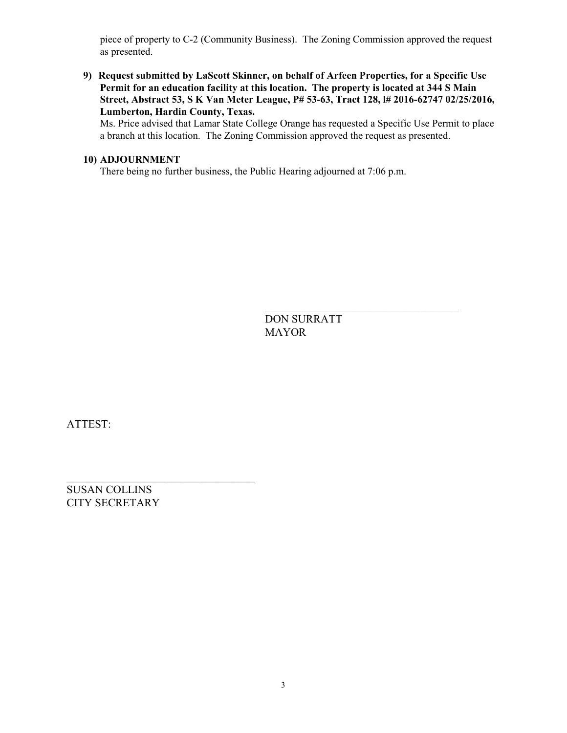piece of property to C-2 (Community Business). The Zoning Commission approved the request as presented.

**9) Request submitted by LaScott Skinner, on behalf of Arfeen Properties, for a Specific Use Permit for an education facility at this location. The property is located at 344 S Main Street, Abstract 53, S K Van Meter League, P# 53-63, Tract 128, l# 2016-62747 02/25/2016, Lumberton, Hardin County, Texas.**

Ms. Price advised that Lamar State College Orange has requested a Specific Use Permit to place a branch at this location. The Zoning Commission approved the request as presented.

**10) ADJOURNMENT**

There being no further business, the Public Hearing adjourned at 7:06 p.m.

\_\_\_\_\_\_\_\_\_\_\_\_\_\_\_\_\_\_\_\_\_\_\_\_\_\_\_\_\_\_\_\_\_\_\_\_

DON SURRATT
MAYOR

ATTEST:

\_\_\_\_\_\_\_\_\_\_\_\_\_\_\_\_\_\_\_\_\_\_\_\_\_\_\_\_\_\_\_\_\_\_\_\_

SUSAN COLLINS
CITY SECRETARY